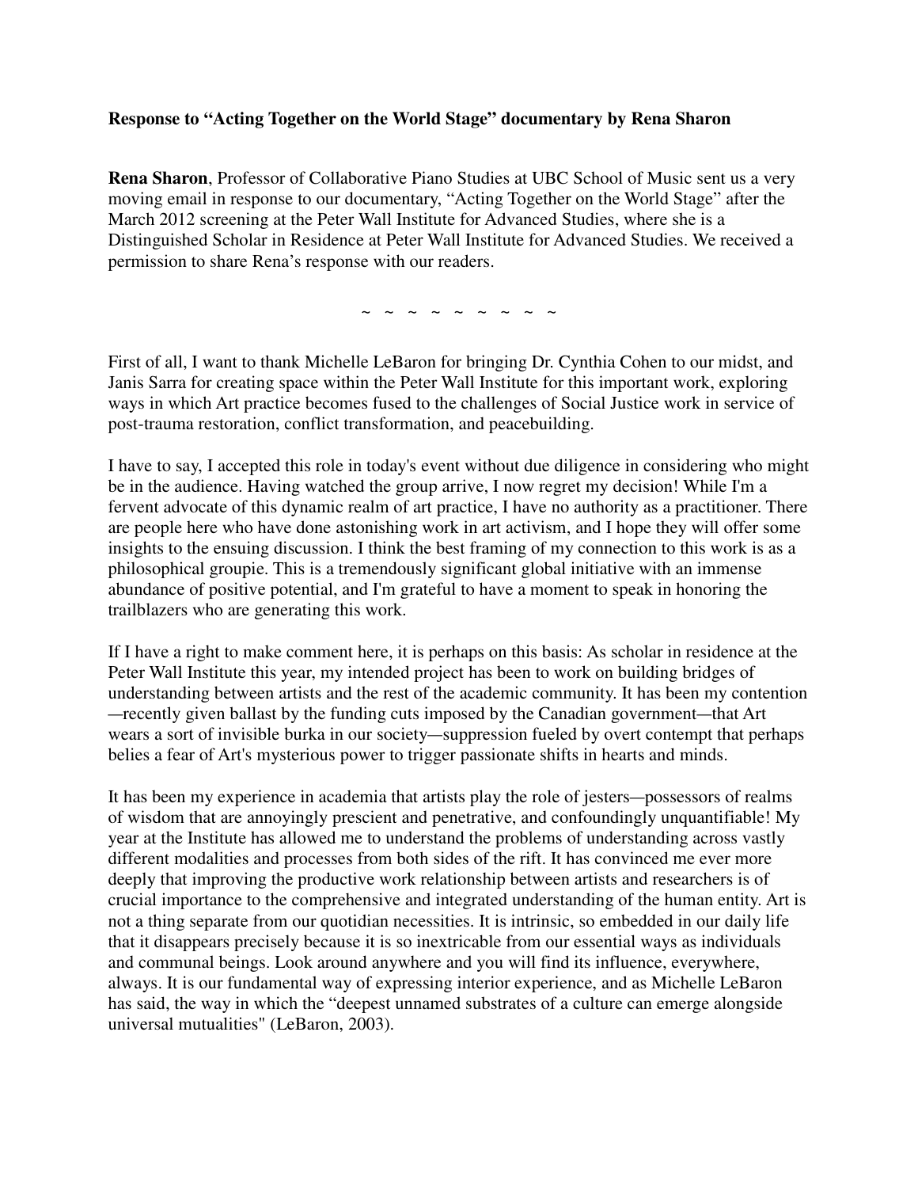**Response to "Acting Together on the World Stage" documentary by Rena Sharon**

**Rena Sharon**, Professor of Collaborative Piano Studies at UBC School of Music sent us a very moving email in response to our documentary, "Acting Together on the World Stage" after the March 2012 screening at the Peter Wall Institute for Advanced Studies, where she is a Distinguished Scholar in Residence at Peter Wall Institute for Advanced Studies. We received a permission to share Rena's response with our readers.

~ ~ ~ ~ ~ ~ ~ ~ ~

First of all, I want to thank Michelle LeBaron for bringing Dr. Cynthia Cohen to our midst, and Janis Sarra for creating space within the Peter Wall Institute for this important work, exploring ways in which Art practice becomes fused to the challenges of Social Justice work in service of post-trauma restoration, conflict transformation, and peacebuilding.

I have to say, I accepted this role in today's event without due diligence in considering who might be in the audience. Having watched the group arrive, I now regret my decision! While I'm a fervent advocate of this dynamic realm of art practice, I have no authority as a practitioner. There are people here who have done astonishing work in art activism, and I hope they will offer some insights to the ensuing discussion. I think the best framing of my connection to this work is as a philosophical groupie. This is a tremendously significant global initiative with an immense abundance of positive potential, and I'm grateful to have a moment to speak in honoring the trailblazers who are generating this work.

If I have a right to make comment here, it is perhaps on this basis: As scholar in residence at the Peter Wall Institute this year, my intended project has been to work on building bridges of understanding between artists and the rest of the academic community. It has been my contention —recently given ballast by the funding cuts imposed by the Canadian government—that Art wears a sort of invisible burka in our society—suppression fueled by overt contempt that perhaps belies a fear of Art's mysterious power to trigger passionate shifts in hearts and minds.

It has been my experience in academia that artists play the role of jesters—possessors of realms of wisdom that are annoyingly prescient and penetrative, and confoundingly unquantifiable! My year at the Institute has allowed me to understand the problems of understanding across vastly different modalities and processes from both sides of the rift. It has convinced me ever more deeply that improving the productive work relationship between artists and researchers is of crucial importance to the comprehensive and integrated understanding of the human entity. Art is not a thing separate from our quotidian necessities. It is intrinsic, so embedded in our daily life that it disappears precisely because it is so inextricable from our essential ways as individuals and communal beings. Look around anywhere and you will find its influence, everywhere, always. It is our fundamental way of expressing interior experience, and as Michelle LeBaron has said, the way in which the "deepest unnamed substrates of a culture can emerge alongside universal mutualities" (LeBaron, 2003).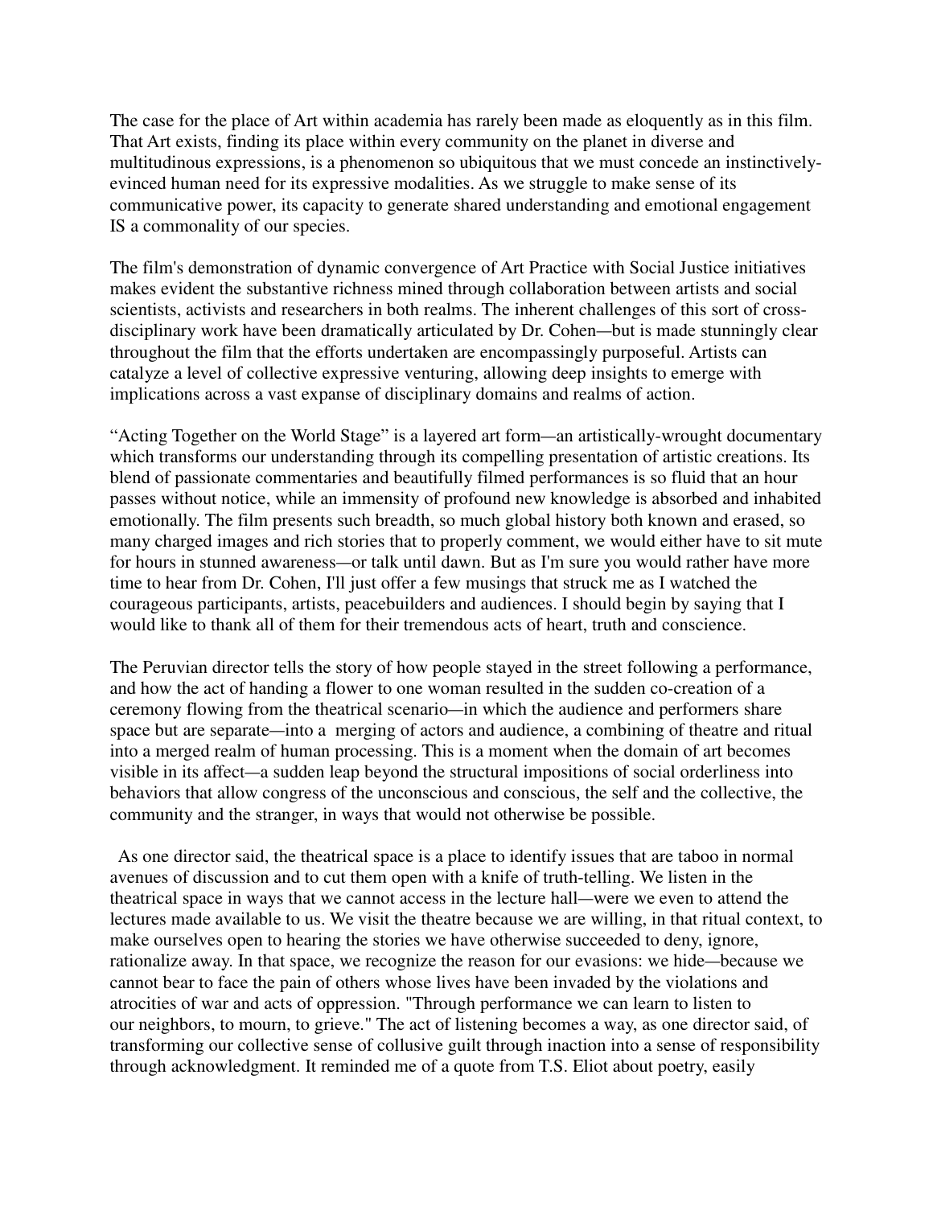The case for the place of Art within academia has rarely been made as eloquently as in this film. That Art exists, finding its place within every community on the planet in diverse and multitudinous expressions, is a phenomenon so ubiquitous that we must concede an instinctively-evinced human need for its expressive modalities. As we struggle to make sense of its communicative power, its capacity to generate shared understanding and emotional engagement IS a commonality of our species.

The film's demonstration of dynamic convergence of Art Practice with Social Justice initiatives makes evident the substantive richness mined through collaboration between artists and social scientists, activists and researchers in both realms. The inherent challenges of this sort of cross-disciplinary work have been dramatically articulated by Dr. Cohen—but is made stunningly clear throughout the film that the efforts undertaken are encompassingly purposeful. Artists can catalyze a level of collective expressive venturing, allowing deep insights to emerge with implications across a vast expanse of disciplinary domains and realms of action.

"Acting Together on the World Stage" is a layered art form—an artistically-wrought documentary which transforms our understanding through its compelling presentation of artistic creations. Its blend of passionate commentaries and beautifully filmed performances is so fluid that an hour passes without notice, while an immensity of profound new knowledge is absorbed and inhabited emotionally. The film presents such breadth, so much global history both known and erased, so many charged images and rich stories that to properly comment, we would either have to sit mute for hours in stunned awareness—or talk until dawn. But as I'm sure you would rather have more time to hear from Dr. Cohen, I'll just offer a few musings that struck me as I watched the courageous participants, artists, peacebuilders and audiences. I should begin by saying that I would like to thank all of them for their tremendous acts of heart, truth and conscience.

The Peruvian director tells the story of how people stayed in the street following a performance, and how the act of handing a flower to one woman resulted in the sudden co-creation of a ceremony flowing from the theatrical scenario—in which the audience and performers share space but are separate—into a merging of actors and audience, a combining of theatre and ritual into a merged realm of human processing. This is a moment when the domain of art becomes visible in its affect—a sudden leap beyond the structural impositions of social orderliness into behaviors that allow congress of the unconscious and conscious, the self and the collective, the community and the stranger, in ways that would not otherwise be possible.

As one director said, the theatrical space is a place to identify issues that are taboo in normal avenues of discussion and to cut them open with a knife of truth-telling. We listen in the theatrical space in ways that we cannot access in the lecture hall—were we even to attend the lectures made available to us. We visit the theatre because we are willing, in that ritual context, to make ourselves open to hearing the stories we have otherwise succeeded to deny, ignore, rationalize away. In that space, we recognize the reason for our evasions: we hide—because we cannot bear to face the pain of others whose lives have been invaded by the violations and atrocities of war and acts of oppression. "Through performance we can learn to listen to our neighbors, to mourn, to grieve." The act of listening becomes a way, as one director said, of transforming our collective sense of collusive guilt through inaction into a sense of responsibility through acknowledgment. It reminded me of a quote from T.S. Eliot about poetry, easily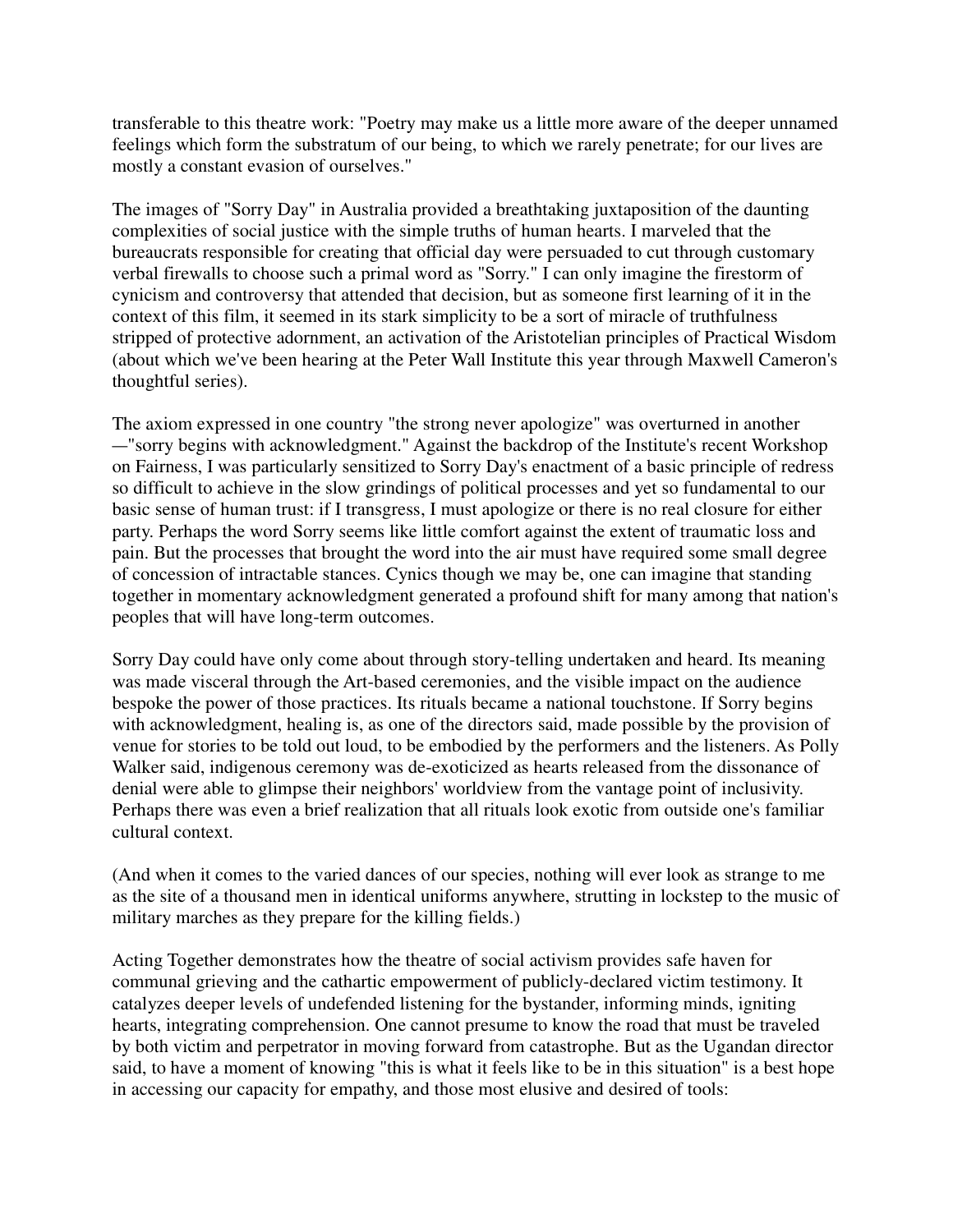transferable to this theatre work: "Poetry may make us a little more aware of the deeper unnamed feelings which form the substratum of our being, to which we rarely penetrate; for our lives are mostly a constant evasion of ourselves."

The images of "Sorry Day" in Australia provided a breathtaking juxtaposition of the daunting complexities of social justice with the simple truths of human hearts. I marveled that the bureaucrats responsible for creating that official day were persuaded to cut through customary verbal firewalls to choose such a primal word as "Sorry." I can only imagine the firestorm of cynicism and controversy that attended that decision, but as someone first learning of it in the context of this film, it seemed in its stark simplicity to be a sort of miracle of truthfulness stripped of protective adornment, an activation of the Aristotelian principles of Practical Wisdom (about which we've been hearing at the Peter Wall Institute this year through Maxwell Cameron's thoughtful series).

The axiom expressed in one country "the strong never apologize" was overturned in another —"sorry begins with acknowledgment." Against the backdrop of the Institute's recent Workshop on Fairness, I was particularly sensitized to Sorry Day's enactment of a basic principle of redress so difficult to achieve in the slow grindings of political processes and yet so fundamental to our basic sense of human trust: if I transgress, I must apologize or there is no real closure for either party. Perhaps the word Sorry seems like little comfort against the extent of traumatic loss and pain. But the processes that brought the word into the air must have required some small degree of concession of intractable stances. Cynics though we may be, one can imagine that standing together in momentary acknowledgment generated a profound shift for many among that nation's peoples that will have long-term outcomes.

Sorry Day could have only come about through story-telling undertaken and heard. Its meaning was made visceral through the Art-based ceremonies, and the visible impact on the audience bespoke the power of those practices. Its rituals became a national touchstone. If Sorry begins with acknowledgment, healing is, as one of the directors said, made possible by the provision of venue for stories to be told out loud, to be embodied by the performers and the listeners. As Polly Walker said, indigenous ceremony was de-exoticized as hearts released from the dissonance of denial were able to glimpse their neighbors' worldview from the vantage point of inclusivity. Perhaps there was even a brief realization that all rituals look exotic from outside one's familiar cultural context.

(And when it comes to the varied dances of our species, nothing will ever look as strange to me as the site of a thousand men in identical uniforms anywhere, strutting in lockstep to the music of military marches as they prepare for the killing fields.)

Acting Together demonstrates how the theatre of social activism provides safe haven for communal grieving and the cathartic empowerment of publicly-declared victim testimony. It catalyzes deeper levels of undefended listening for the bystander, informing minds, igniting hearts, integrating comprehension. One cannot presume to know the road that must be traveled by both victim and perpetrator in moving forward from catastrophe. But as the Ugandan director said, to have a moment of knowing "this is what it feels like to be in this situation" is a best hope in accessing our capacity for empathy, and those most elusive and desired of tools: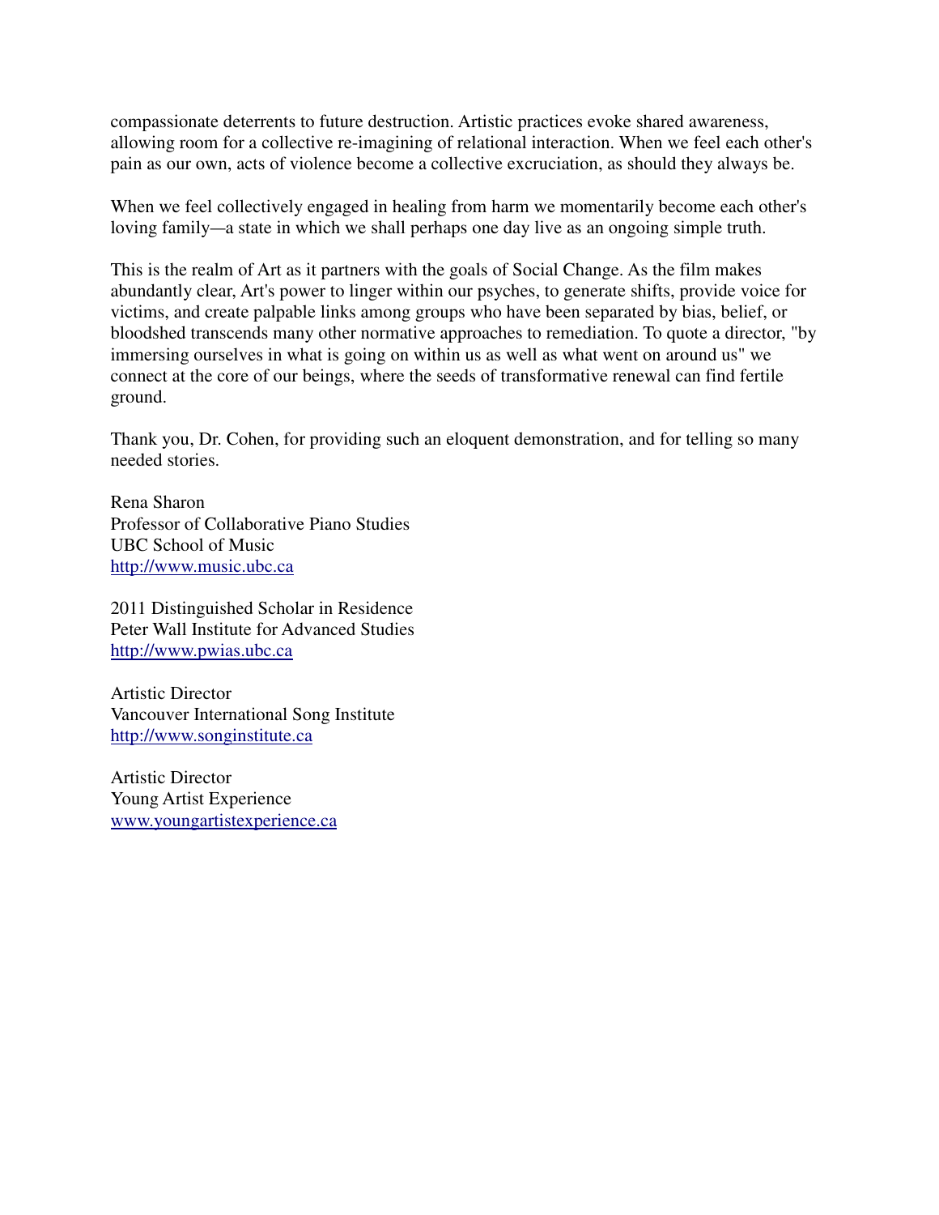compassionate deterrents to future destruction. Artistic practices evoke shared awareness, allowing room for a collective re-imagining of relational interaction. When we feel each other's pain as our own, acts of violence become a collective excruciation, as should they always be.

When we feel collectively engaged in healing from harm we momentarily become each other's loving family—a state in which we shall perhaps one day live as an ongoing simple truth.

This is the realm of Art as it partners with the goals of Social Change. As the film makes abundantly clear, Art's power to linger within our psyches, to generate shifts, provide voice for victims, and create palpable links among groups who have been separated by bias, belief, or bloodshed transcends many other normative approaches to remediation. To quote a director, "by immersing ourselves in what is going on within us as well as what went on around us" we connect at the core of our beings, where the seeds of transformative renewal can find fertile ground.

Thank you, Dr. Cohen, for providing such an eloquent demonstration, and for telling so many needed stories.

Rena Sharon  
Professor of Collaborative Piano Studies  
UBC School of Music  
http://www.music.ubc.ca

2011 Distinguished Scholar in Residence  
Peter Wall Institute for Advanced Studies  
http://www.pwias.ubc.ca

Artistic Director  
Vancouver International Song Institute  
http://www.songinstitute.ca

Artistic Director  
Young Artist Experience  
www.youngartistexperience.ca